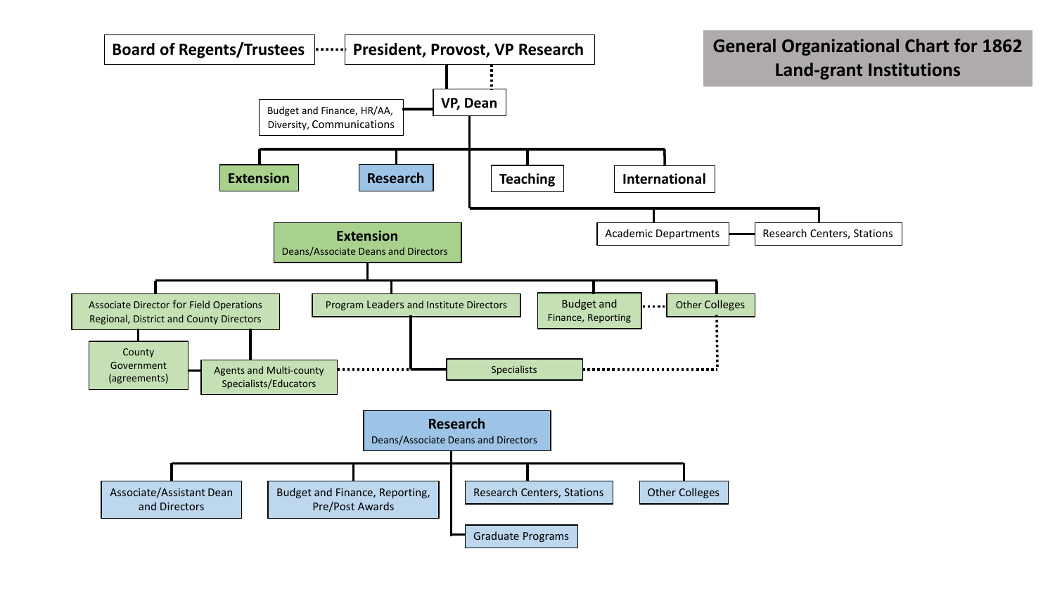# General Organizational Chart for 1862 Land-grant Institutions

- **Board of Regents/Trustees** ⋯ **President, Provost, VP Research**
  - **VP, Dean**
    - Budget and Finance, HR/AA, Diversity, Communications
    - **Extension**
    - **Research**
    - **Teaching**
    - **International**
    - Academic Departments — Research Centers, Stations

## Extension

Deans/Associate Deans and Directors

- Associate Director for Field Operations Regional, District and County Directors
  - County Government (agreements)
  - Agents and Multi-county Specialists/Educators
- Program Leaders and Institute Directors
  - Specialists
- Budget and Finance, Reporting ⋯ Other Colleges
- Other Colleges

## Research

Deans/Associate Deans and Directors

- Associate/Assistant Dean and Directors
- Budget and Finance, Reporting, Pre/Post Awards
- Research Centers, Stations
- Other Colleges
- Graduate Programs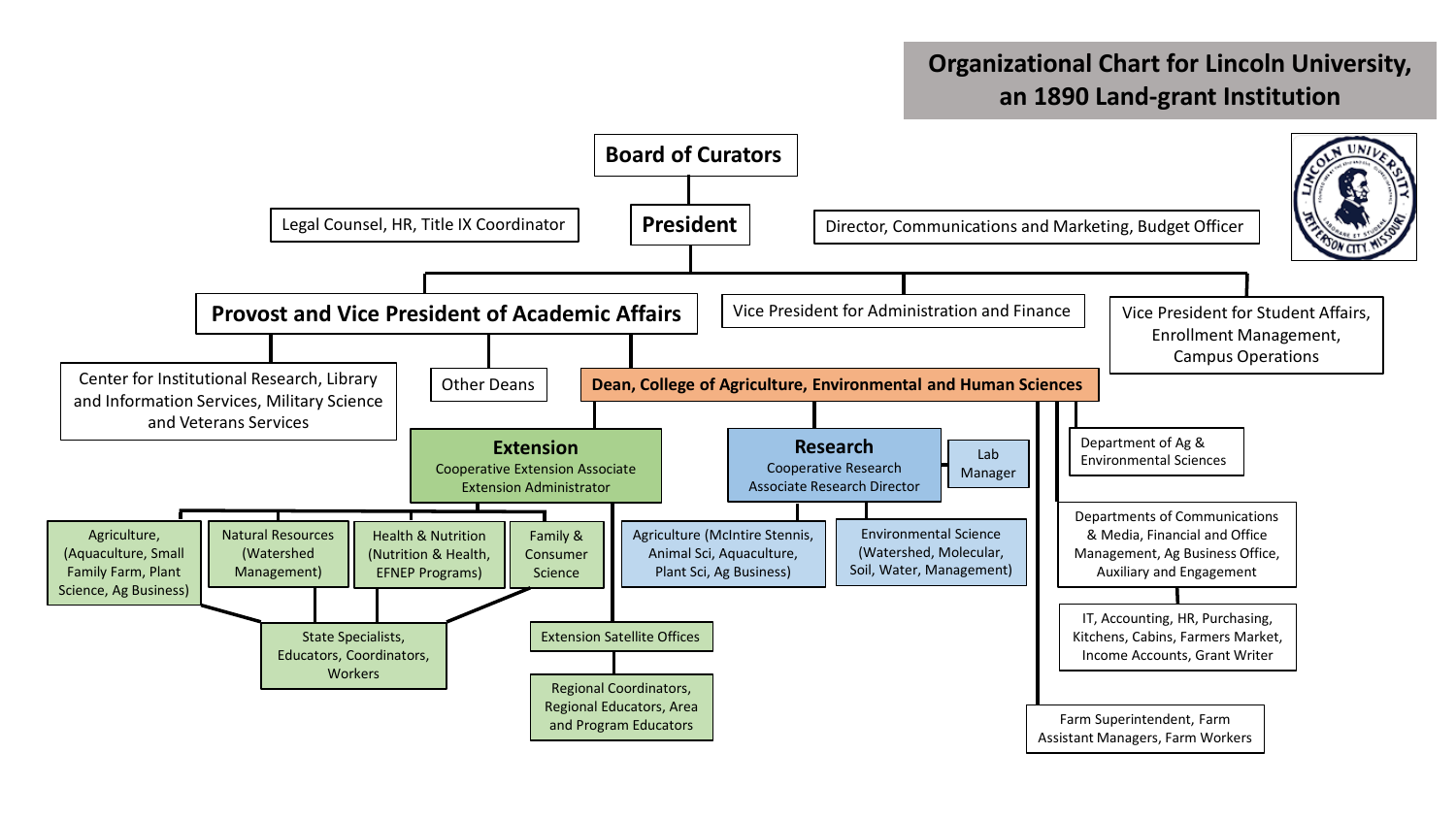# Organizational Chart for Lincoln University, an 1890 Land-grant Institution

- **Board of Curators**
  - **President**
    - Legal Counsel, HR, Title IX Coordinator
    - Director, Communications and Marketing, Budget Officer
    - **Provost and Vice President of Academic Affairs**
      - Center for Institutional Research, Library and Information Services, Military Science and Veterans Services
      - Other Deans
      - **Dean, College of Agriculture, Environmental and Human Sciences**
        - **Extension** – Cooperative Extension Associate Extension Administrator
          - Agriculture, (Aquaculture, Small Family Farm, Plant Science, Ag Business)
          - Natural Resources (Watershed Management)
          - Health & Nutrition (Nutrition & Health, EFNEP Programs)
          - Family & Consumer Science
            - State Specialists, Educators, Coordinators, Workers
          - Extension Satellite Offices
            - Regional Coordinators, Regional Educators, Area and Program Educators
        - **Research** – Cooperative Research Associate Research Director
          - Lab Manager
          - Agriculture (McIntire Stennis, Animal Sci, Aquaculture, Plant Sci, Ag Business)
          - Environmental Science (Watershed, Molecular, Soil, Water, Management)
        - Department of Ag & Environmental Sciences
        - Departments of Communications & Media, Financial and Office Management, Ag Business Office, Auxiliary and Engagement
          - IT, Accounting, HR, Purchasing, Kitchens, Cabins, Farmers Market, Income Accounts, Grant Writer
        - Farm Superintendent, Farm Assistant Managers, Farm Workers
    - Vice President for Administration and Finance
    - Vice President for Student Affairs, Enrollment Management, Campus Operations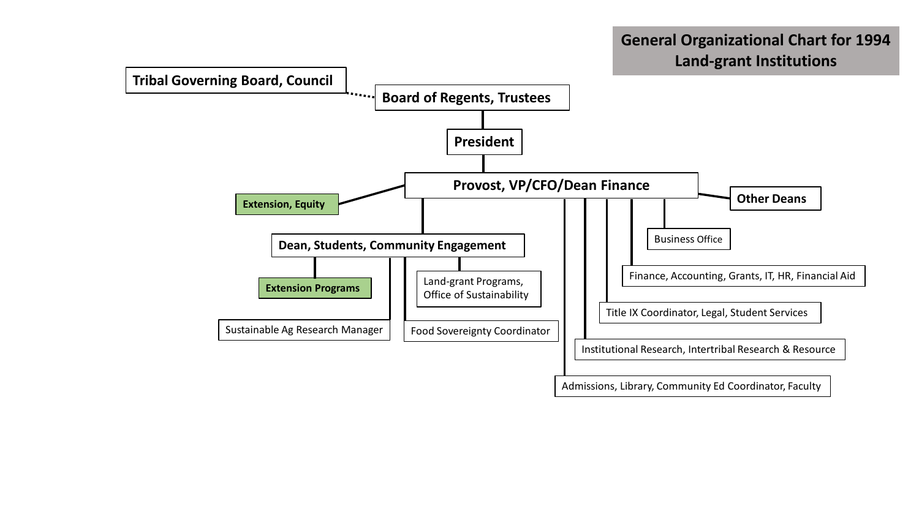## General Organizational Chart for 1994 Land-grant Institutions

Tribal Governing Board, Council

Board of Regents, Trustees

President

Provost, VP/CFO/Dean Finance

Extension, Equity

Other Deans

Dean, Students, Community Engagement

Business Office

Extension Programs

Land-grant Programs, Office of Sustainability

Finance, Accounting, Grants, IT, HR, Financial Aid

Title IX Coordinator, Legal, Student Services

Sustainable Ag Research Manager

Food Sovereignty Coordinator

Institutional Research, Intertribal Research & Resource

Admissions, Library, Community Ed Coordinator, Faculty